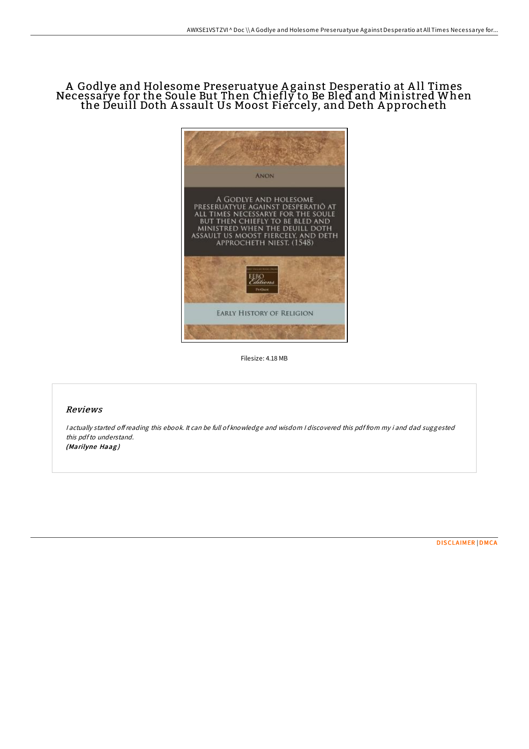# A Godlye and Holesome Preseruatyue Against Desperatio at All Times Necessarye for the Soule But Then Chiefly to Be Bled and Ministred When the Deuill Doth Assault Us Moost Fiercely, and Deth Approcheth

ANON

A GODLYE AND HOLESOME PRESERUATYUE AGAINST DESPERATIÕ AT ALL TIMES NECESSARYE FOR THE SOULE BUT THEN CHIEFLY TO BE BLED AND MINISTRED WHEN THE DEUILL DOTH ASSAULT US MOOST FIERCELY, AND DETH APPROCHETH NIEST. (1548)

EEBO Editions

EARLY HISTORY OF RELIGION

Filesize: 4.18 MB

## Reviews

*I actually started off reading this ebook. It can be full of knowledge and wisdom I discovered this pdf from my i and dad suggested this pdf to understand.*
*(Marilyne Haag)*

DISCLAIMER | DMCA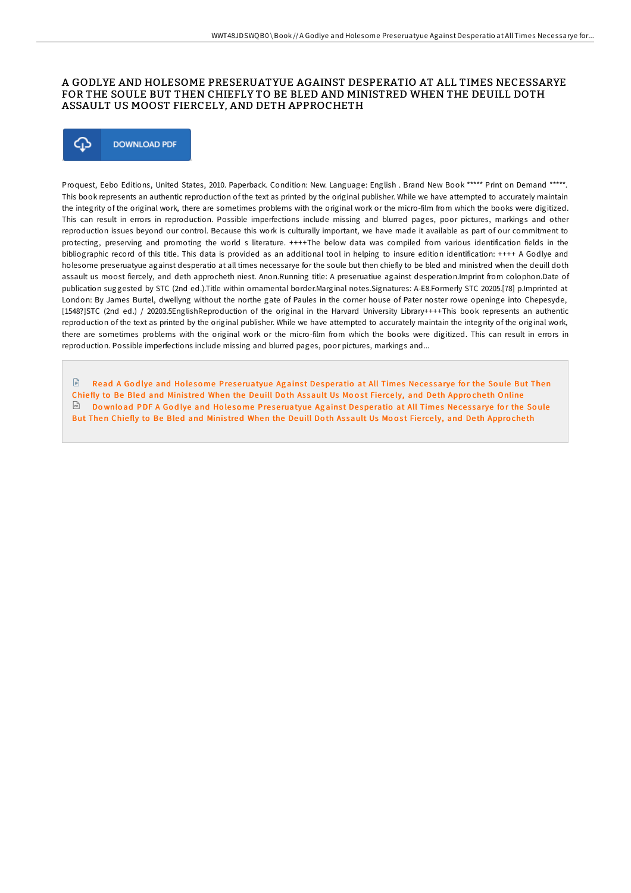# A GODLYE AND HOLESOME PRESERUATYUE AGAINST DESPERATIO AT ALL TIMES NECESSARYE FOR THE SOULE BUT THEN CHIEFLY TO BE BLED AND MINISTRED WHEN THE DEUILL DOTH ASSAULT US MOOST FIERCELY, AND DETH APPROCHETH

DOWNLOAD PDF

Proquest, Eebo Editions, United States, 2010. Paperback. Condition: New. Language: English . Brand New Book ***** Print on Demand *****. This book represents an authentic reproduction of the text as printed by the original publisher. While we have attempted to accurately maintain the integrity of the original work, there are sometimes problems with the original work or the micro-film from which the books were digitized. This can result in errors in reproduction. Possible imperfections include missing and blurred pages, poor pictures, markings and other reproduction issues beyond our control. Because this work is culturally important, we have made it available as part of our commitment to protecting, preserving and promoting the world s literature. ++++The below data was compiled from various identification fields in the bibliographic record of this title. This data is provided as an additional tool in helping to insure edition identification: ++++ A Godlye and holesome preseruatyue against desperatio at all times necessarye for the soule but then chiefly to be bled and ministred when the deuill doth assault us moost fiercely, and deth approcheth niest. Anon.Running title: A preseruatiue against desperation.Imprint from colophon.Date of publication suggested by STC (2nd ed.).Title within ornamental border.Marginal notes.Signatures: A-E8.Formerly STC 20205.[78] p.Imprinted at London: By James Burtel, dwellyng without the northe gate of Paules in the corner house of Pater noster rowe openinge into Chepesyde, [1548?]STC (2nd ed.) / 20203.5EnglishReproduction of the original in the Harvard University Library++++This book represents an authentic reproduction of the text as printed by the original publisher. While we have attempted to accurately maintain the integrity of the original work, there are sometimes problems with the original work or the micro-film from which the books were digitized. This can result in errors in reproduction. Possible imperfections include missing and blurred pages, poor pictures, markings and...

Read A Godlye and Holesome Preseruatyue Against Desperatio at All Times Necessarye for the Soule But Then Chiefly to Be Bled and Ministred When the Deuill Doth Assault Us Moost Fiercely, and Deth Approcheth Online

Download PDF A Godlye and Holesome Preseruatyue Against Desperatio at All Times Necessarye for the Soule But Then Chiefly to Be Bled and Ministred When the Deuill Doth Assault Us Moost Fiercely, and Deth Approcheth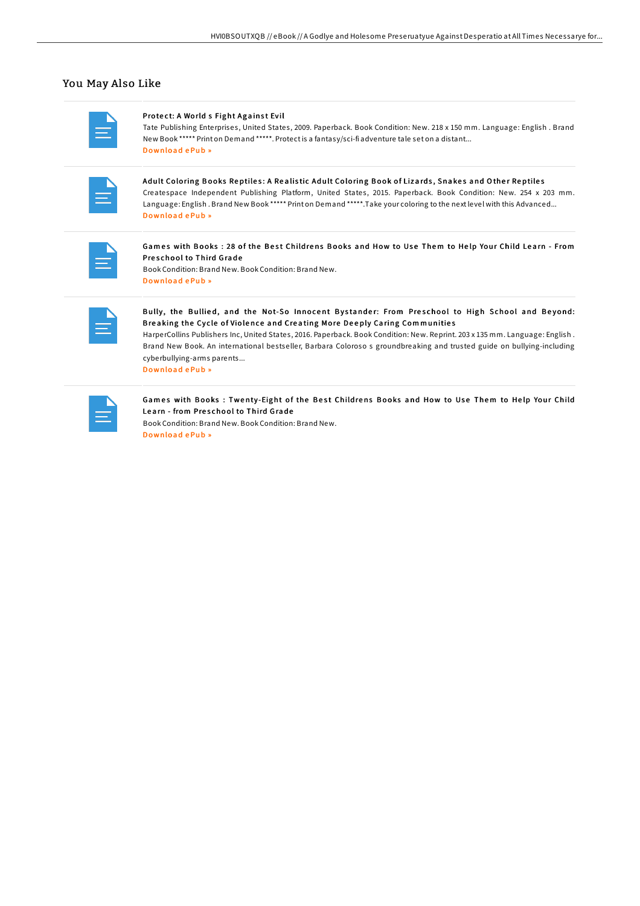## You May Also Like

**Protect: A World s Fight Against Evil**

Tate Publishing Enterprises, United States, 2009. Paperback. Book Condition: New. 218 x 150 mm. Language: English . Brand New Book ***** Print on Demand *****. Protect is a fantasy/sci-fi adventure tale set on a distant...

Download ePub »

**Adult Coloring Books Reptiles: A Realistic Adult Coloring Book of Lizards, Snakes and Other Reptiles**

Createspace Independent Publishing Platform, United States, 2015. Paperback. Book Condition: New. 254 x 203 mm. Language: English . Brand New Book ***** Print on Demand *****.Take your coloring to the next level with this Advanced...

Download ePub »

**Games with Books : 28 of the Best Childrens Books and How to Use Them to Help Your Child Learn - From Preschool to Third Grade**

Book Condition: Brand New. Book Condition: Brand New.

Download ePub »

**Bully, the Bullied, and the Not-So Innocent Bystander: From Preschool to High School and Beyond: Breaking the Cycle of Violence and Creating More Deeply Caring Communities**

HarperCollins Publishers Inc, United States, 2016. Paperback. Book Condition: New. Reprint. 203 x 135 mm. Language: English . Brand New Book. An international bestseller, Barbara Coloroso s groundbreaking and trusted guide on bullying-including cyberbullying-arms parents...

Download ePub »

**Games with Books : Twenty-Eight of the Best Childrens Books and How to Use Them to Help Your Child Learn - from Preschool to Third Grade**

Book Condition: Brand New. Book Condition: Brand New.

Download ePub »